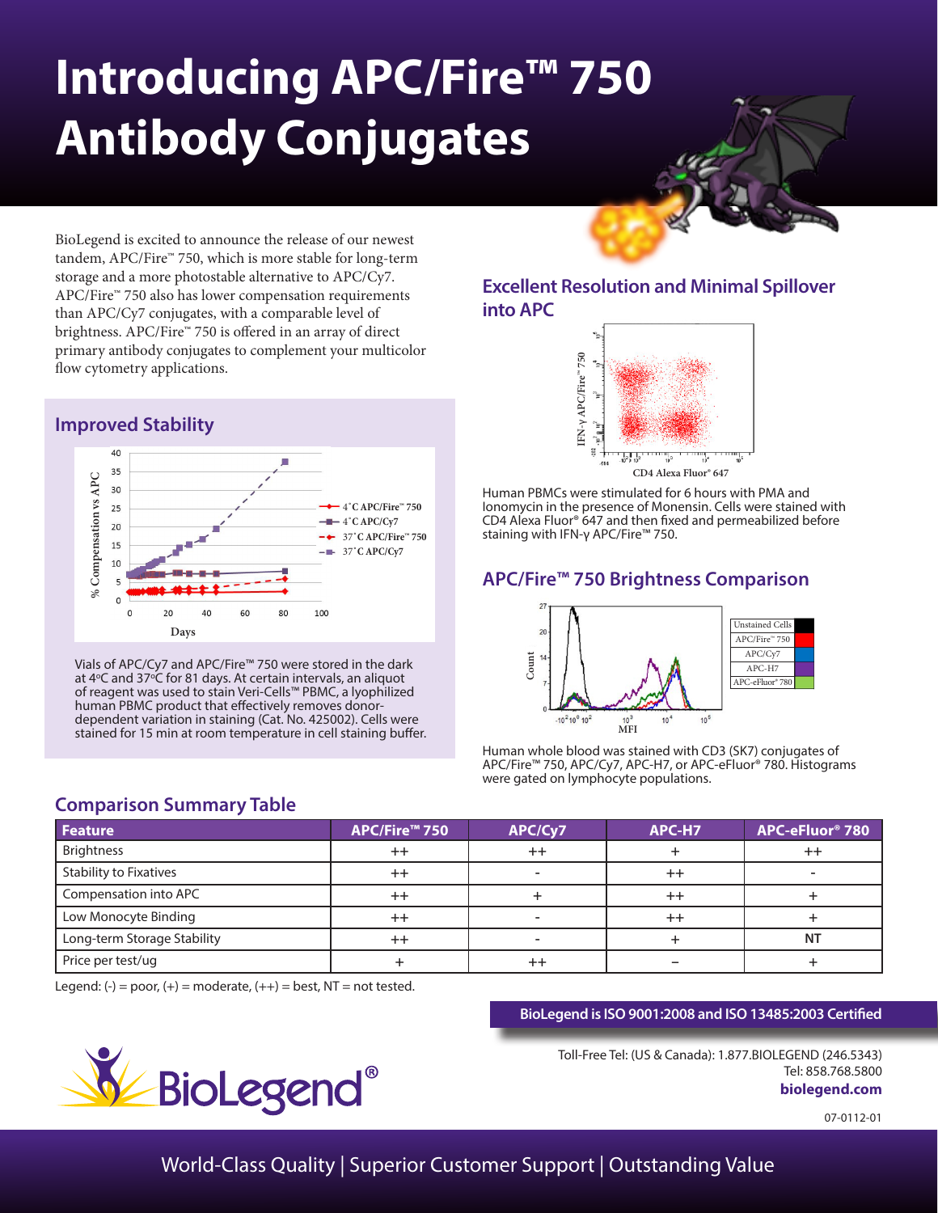# Introducing APC/Fire™ 750 Antibody Conjugates

BioLegend is excited to announce the release of our newest tandem, APC/Fire™ 750, which is more stable for long-term storage and a more photostable alternative to APC/Cy7. APC/Fire™ 750 also has lower compensation requirements than APC/Cy7 conjugates, with a comparable level of brightness. APC/Fire™ 750 is offered in an array of direct primary antibody conjugates to complement your multicolor flow cytometry applications.

## Improved Stability

Vials of APC/Cy7 and APC/Fire™ 750 were stored in the dark at 4°C and 37°C for 81 days. At certain intervals, an aliquot of reagent was used to stain Veri-Cells™ PBMC, a lyophilized human PBMC product that effectively removes donor-dependent variation in staining (Cat. No. 425002). Cells were stained for 15 min at room temperature in cell staining buffer.

## Excellent Resolution and Minimal Spillover into APC

Human PBMCs were stimulated for 6 hours with PMA and Ionomycin in the presence of Monensin. Cells were stained with CD4 Alexa Fluor® 647 and then fixed and permeabilized before staining with IFN-γ APC/Fire™ 750.

## APC/Fire™ 750 Brightness Comparison

Human whole blood was stained with CD3 (SK7) conjugates of APC/Fire™ 750, APC/Cy7, APC-H7, or APC-eFluor® 780. Histograms were gated on lymphocyte populations.

## Comparison Summary Table

| Feature | APC/Fire™ 750 | APC/Cy7 | APC-H7 | APC-eFluor® 780 |
|---|---|---|---|---|
| Brightness | ++ | ++ | + | ++ |
| Stability to Fixatives | ++ | - | ++ | - |
| Compensation into APC | ++ | + | ++ | + |
| Low Monocyte Binding | ++ | - | ++ | + |
| Long-term Storage Stability | ++ | - | + | NT |
| Price per test/ug | + | ++ | – | + |

Legend: (-) = poor, (+) = moderate, (++) = best, NT = not tested.

**BioLegend is ISO 9001:2008 and ISO 13485:2003 Certified**

BioLegend®

Toll-Free Tel: (US & Canada): 1.877.BIOLEGEND (246.5343)
Tel: 858.768.5800
**biolegend.com**

07-0112-01

World-Class Quality | Superior Customer Support | Outstanding Value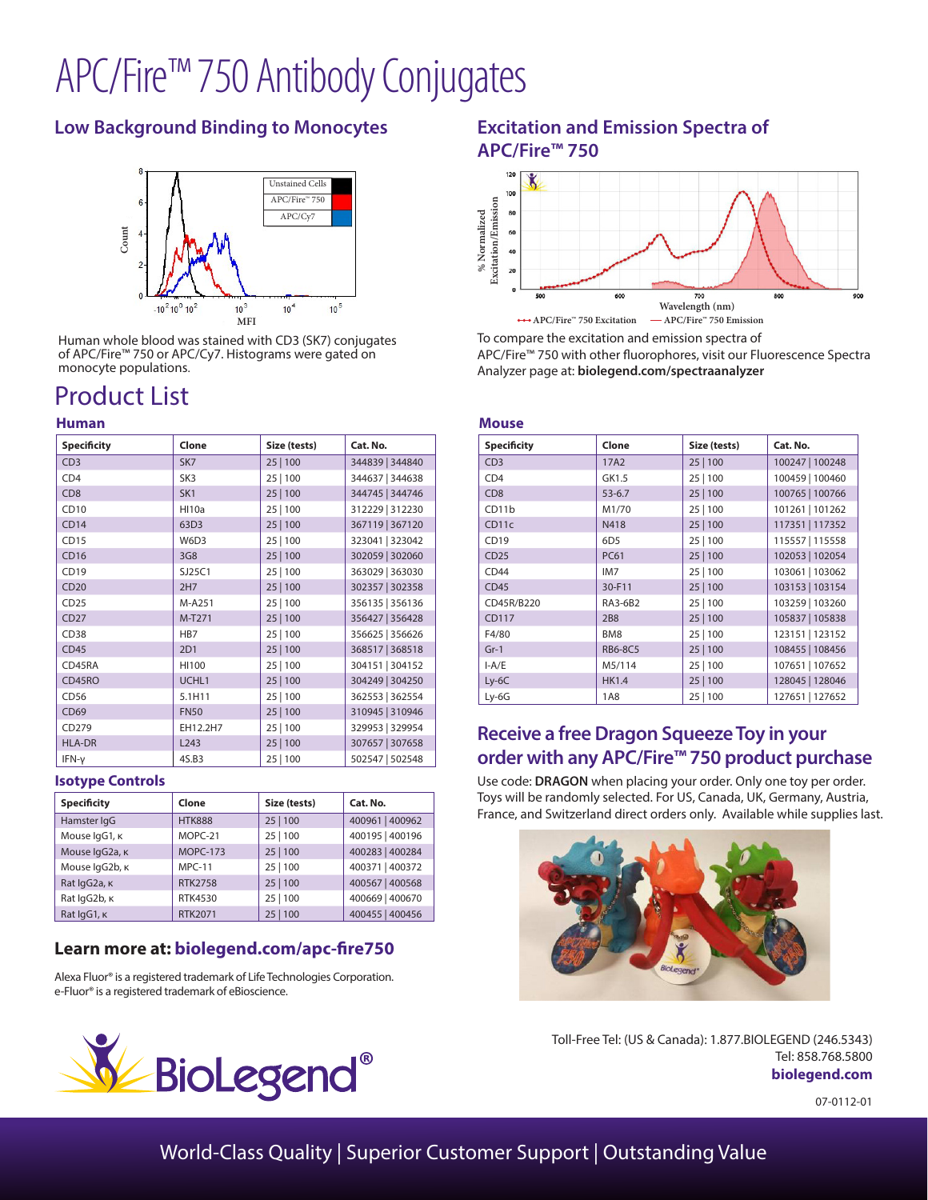# APC/Fire™ 750 Antibody Conjugates

## Low Background Binding to Monocytes

Count

MFI

Unstained Cells
APC/Fire™ 750
APC/Cy7

Human whole blood was stained with CD3 (SK7) conjugates of APC/Fire™ 750 or APC/Cy7. Histograms were gated on monocyte populations.

## Excitation and Emission Spectra of APC/Fire™ 750

% Normalized Excitation/Emission

Wavelength (nm)

APC/Fire™ 750 Excitation — APC/Fire™ 750 Emission

To compare the excitation and emission spectra of APC/Fire™ 750 with other fluorophores, visit our Fluorescence Spectra Analyzer page at: **biolegend.com/spectraanalyzer**

# Product List

### Human

| Specificity | Clone | Size (tests) | Cat. No. |
|---|---|---|---|
| CD3 | SK7 | 25 \| 100 | 344839 \| 344840 |
| CD4 | SK3 | 25 \| 100 | 344637 \| 344638 |
| CD8 | SK1 | 25 \| 100 | 344745 \| 344746 |
| CD10 | HI10a | 25 \| 100 | 312229 \| 312230 |
| CD14 | 63D3 | 25 \| 100 | 367119 \| 367120 |
| CD15 | W6D3 | 25 \| 100 | 323041 \| 323042 |
| CD16 | 3G8 | 25 \| 100 | 302059 \| 302060 |
| CD19 | SJ25C1 | 25 \| 100 | 363029 \| 363030 |
| CD20 | 2H7 | 25 \| 100 | 302357 \| 302358 |
| CD25 | M-A251 | 25 \| 100 | 356135 \| 356136 |
| CD27 | M-T271 | 25 \| 100 | 356427 \| 356428 |
| CD38 | HB7 | 25 \| 100 | 356625 \| 356626 |
| CD45 | 2D1 | 25 \| 100 | 368517 \| 368518 |
| CD45RA | HI100 | 25 \| 100 | 304151 \| 304152 |
| CD45RO | UCHL1 | 25 \| 100 | 304249 \| 304250 |
| CD56 | 5.1H11 | 25 \| 100 | 362553 \| 362554 |
| CD69 | FN50 | 25 \| 100 | 310945 \| 310946 |
| CD279 | EH12.2H7 | 25 \| 100 | 329953 \| 329954 |
| HLA-DR | L243 | 25 \| 100 | 307657 \| 307658 |
| IFN-γ | 4S.B3 | 25 \| 100 | 502547 \| 502548 |

### Isotype Controls

| Specificity | Clone | Size (tests) | Cat. No. |
|---|---|---|---|
| Hamster IgG | HTK888 | 25 \| 100 | 400961 \| 400962 |
| Mouse IgG1, κ | MOPC-21 | 25 \| 100 | 400195 \| 400196 |
| Mouse IgG2a, κ | MOPC-173 | 25 \| 100 | 400283 \| 400284 |
| Mouse IgG2b, κ | MPC-11 | 25 \| 100 | 400371 \| 400372 |
| Rat IgG2a, κ | RTK2758 | 25 \| 100 | 400567 \| 400568 |
| Rat IgG2b, κ | RTK4530 | 25 \| 100 | 400669 \| 400670 |
| Rat IgG1, κ | RTK2071 | 25 \| 100 | 400455 \| 400456 |

### Mouse

| Specificity | Clone | Size (tests) | Cat. No. |
|---|---|---|---|
| CD3 | 17A2 | 25 \| 100 | 100247 \| 100248 |
| CD4 | GK1.5 | 25 \| 100 | 100459 \| 100460 |
| CD8 | 53-6.7 | 25 \| 100 | 100765 \| 100766 |
| CD11b | M1/70 | 25 \| 100 | 101261 \| 101262 |
| CD11c | N418 | 25 \| 100 | 117351 \| 117352 |
| CD19 | 6D5 | 25 \| 100 | 115557 \| 115558 |
| CD25 | PC61 | 25 \| 100 | 102053 \| 102054 |
| CD44 | IM7 | 25 \| 100 | 103061 \| 103062 |
| CD45 | 30-F11 | 25 \| 100 | 103153 \| 103154 |
| CD45R/B220 | RA3-6B2 | 25 \| 100 | 103259 \| 103260 |
| CD117 | 2B8 | 25 \| 100 | 105837 \| 105838 |
| F4/80 | BM8 | 25 \| 100 | 123151 \| 123152 |
| Gr-1 | RB6-8C5 | 25 \| 100 | 108455 \| 108456 |
| I-A/E | M5/114 | 25 \| 100 | 107651 \| 107652 |
| Ly-6C | HK1.4 | 25 \| 100 | 128045 \| 128046 |
| Ly-6G | 1A8 | 25 \| 100 | 127651 \| 127652 |

## Receive a free Dragon Squeeze Toy in your order with any APC/Fire™ 750 product purchase

Use code: **DRAGON** when placing your order. Only one toy per order. Toys will be randomly selected. For US, Canada, UK, Germany, Austria, France, and Switzerland direct orders only. Available while supplies last.

### Learn more at: **biolegend.com/apc-fire750**

Alexa Fluor® is a registered trademark of Life Technologies Corporation.
e-Fluor® is a registered trademark of eBioscience.

BioLegend®

Toll-Free Tel: (US & Canada): 1.877.BIOLEGEND (246.5343)
Tel: 858.768.5800
**biolegend.com**

07-0112-01

World-Class Quality | Superior Customer Support | Outstanding Value